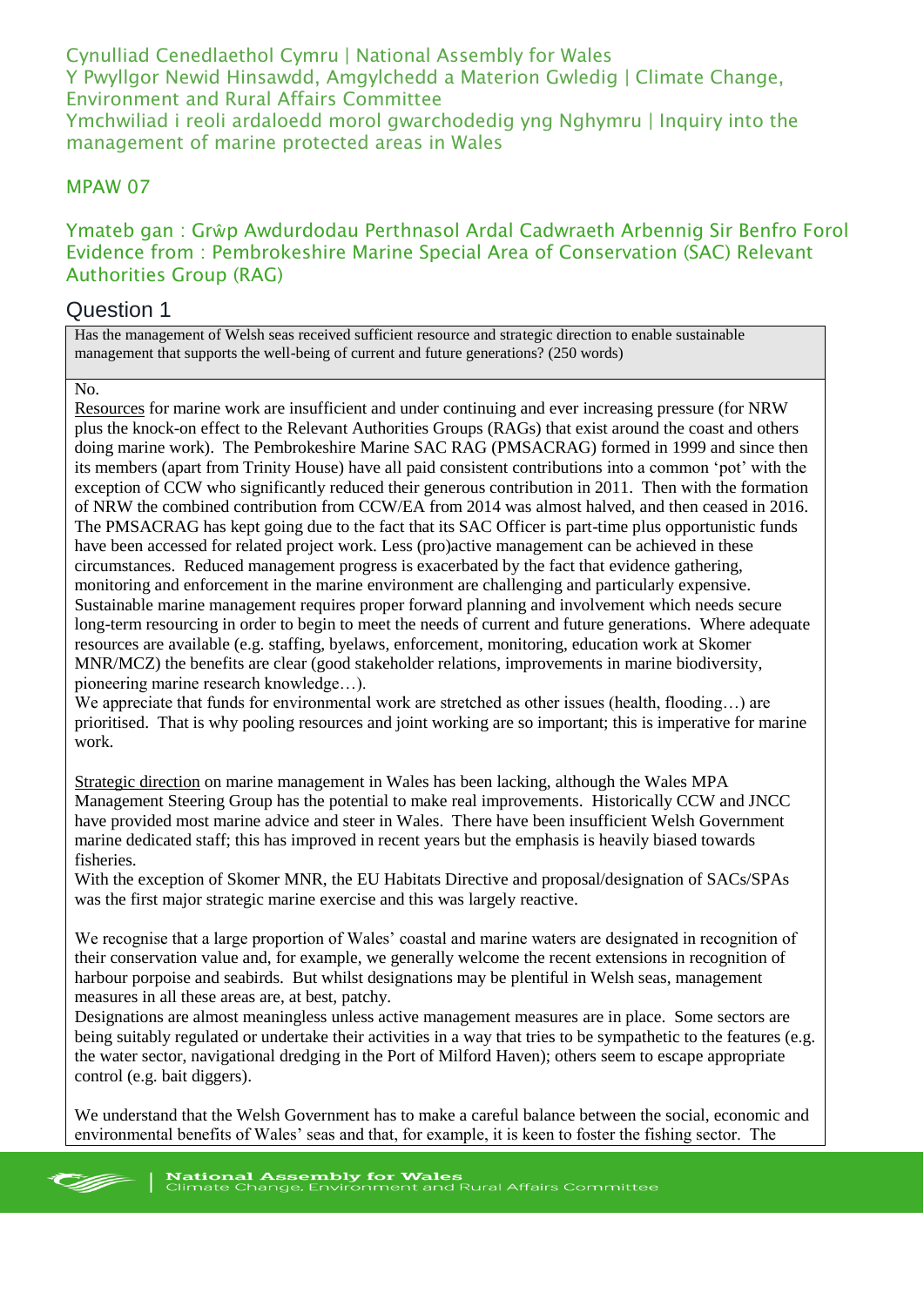Cynulliad Cenedlaethol Cymru | National Assembly for Wales
Y Pwyllgor Newid Hinsawdd, Amgylchedd a Materion Gwledig | Climate Change, Environment and Rural Affairs Committee
Ymchwiliad i reoli ardaloedd morol gwarchodedig yng Nghymru | Inquiry into the management of marine protected areas in Wales

MPAW 07

Ymateb gan : Grŵp Awdurdodau Perthnasol Ardal Cadwraeth Arbennig Sir Benfro Forol
Evidence from : Pembrokeshire Marine Special Area of Conservation (SAC) Relevant Authorities Group (RAG)

## Question 1

Has the management of Welsh seas received sufficient resource and strategic direction to enable sustainable management that supports the well-being of current and future generations? (250 words)

No.

Resources for marine work are insufficient and under continuing and ever increasing pressure (for NRW plus the knock-on effect to the Relevant Authorities Groups (RAGs) that exist around the coast and others doing marine work). The Pembrokeshire Marine SAC RAG (PMSACRAG) formed in 1999 and since then its members (apart from Trinity House) have all paid consistent contributions into a common 'pot' with the exception of CCW who significantly reduced their generous contribution in 2011. Then with the formation of NRW the combined contribution from CCW/EA from 2014 was almost halved, and then ceased in 2016. The PMSACRAG has kept going due to the fact that its SAC Officer is part-time plus opportunistic funds have been accessed for related project work. Less (pro)active management can be achieved in these circumstances. Reduced management progress is exacerbated by the fact that evidence gathering, monitoring and enforcement in the marine environment are challenging and particularly expensive. Sustainable marine management requires proper forward planning and involvement which needs secure long-term resourcing in order to begin to meet the needs of current and future generations. Where adequate resources are available (e.g. staffing, byelaws, enforcement, monitoring, education work at Skomer MNR/MCZ) the benefits are clear (good stakeholder relations, improvements in marine biodiversity, pioneering marine research knowledge…).

We appreciate that funds for environmental work are stretched as other issues (health, flooding…) are prioritised. That is why pooling resources and joint working are so important; this is imperative for marine work.

Strategic direction on marine management in Wales has been lacking, although the Wales MPA Management Steering Group has the potential to make real improvements. Historically CCW and JNCC have provided most marine advice and steer in Wales. There have been insufficient Welsh Government marine dedicated staff; this has improved in recent years but the emphasis is heavily biased towards fisheries.

With the exception of Skomer MNR, the EU Habitats Directive and proposal/designation of SACs/SPAs was the first major strategic marine exercise and this was largely reactive.

We recognise that a large proportion of Wales' coastal and marine waters are designated in recognition of their conservation value and, for example, we generally welcome the recent extensions in recognition of harbour porpoise and seabirds. But whilst designations may be plentiful in Welsh seas, management measures in all these areas are, at best, patchy.

Designations are almost meaningless unless active management measures are in place. Some sectors are being suitably regulated or undertake their activities in a way that tries to be sympathetic to the features (e.g. the water sector, navigational dredging in the Port of Milford Haven); others seem to escape appropriate control (e.g. bait diggers).

We understand that the Welsh Government has to make a careful balance between the social, economic and environmental benefits of Wales' seas and that, for example, it is keen to foster the fishing sector. The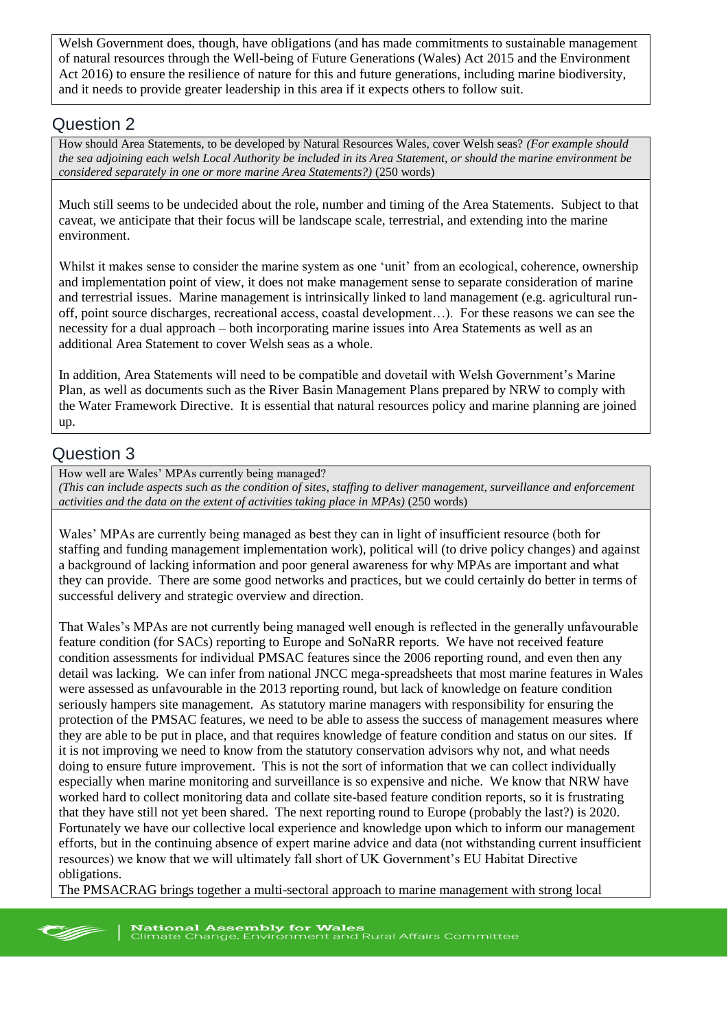Welsh Government does, though, have obligations (and has made commitments to sustainable management of natural resources through the Well-being of Future Generations (Wales) Act 2015 and the Environment Act 2016) to ensure the resilience of nature for this and future generations, including marine biodiversity, and it needs to provide greater leadership in this area if it expects others to follow suit.

## Question 2

How should Area Statements, to be developed by Natural Resources Wales, cover Welsh seas? *(For example should the sea adjoining each welsh Local Authority be included in its Area Statement, or should the marine environment be considered separately in one or more marine Area Statements?)* (250 words)

Much still seems to be undecided about the role, number and timing of the Area Statements. Subject to that caveat, we anticipate that their focus will be landscape scale, terrestrial, and extending into the marine environment.

Whilst it makes sense to consider the marine system as one 'unit' from an ecological, coherence, ownership and implementation point of view, it does not make management sense to separate consideration of marine and terrestrial issues. Marine management is intrinsically linked to land management (e.g. agricultural run-off, point source discharges, recreational access, coastal development…). For these reasons we can see the necessity for a dual approach – both incorporating marine issues into Area Statements as well as an additional Area Statement to cover Welsh seas as a whole.

In addition, Area Statements will need to be compatible and dovetail with Welsh Government's Marine Plan, as well as documents such as the River Basin Management Plans prepared by NRW to comply with the Water Framework Directive. It is essential that natural resources policy and marine planning are joined up.

## Question 3

How well are Wales' MPAs currently being managed?
*(This can include aspects such as the condition of sites, staffing to deliver management, surveillance and enforcement activities and the data on the extent of activities taking place in MPAs)* (250 words)

Wales' MPAs are currently being managed as best they can in light of insufficient resource (both for staffing and funding management implementation work), political will (to drive policy changes) and against a background of lacking information and poor general awareness for why MPAs are important and what they can provide. There are some good networks and practices, but we could certainly do better in terms of successful delivery and strategic overview and direction.

That Wales's MPAs are not currently being managed well enough is reflected in the generally unfavourable feature condition (for SACs) reporting to Europe and SoNaRR reports. We have not received feature condition assessments for individual PMSAC features since the 2006 reporting round, and even then any detail was lacking. We can infer from national JNCC mega-spreadsheets that most marine features in Wales were assessed as unfavourable in the 2013 reporting round, but lack of knowledge on feature condition seriously hampers site management. As statutory marine managers with responsibility for ensuring the protection of the PMSAC features, we need to be able to assess the success of management measures where they are able to be put in place, and that requires knowledge of feature condition and status on our sites. If it is not improving we need to know from the statutory conservation advisors why not, and what needs doing to ensure future improvement. This is not the sort of information that we can collect individually especially when marine monitoring and surveillance is so expensive and niche. We know that NRW have worked hard to collect monitoring data and collate site-based feature condition reports, so it is frustrating that they have still not yet been shared. The next reporting round to Europe (probably the last?) is 2020. Fortunately we have our collective local experience and knowledge upon which to inform our management efforts, but in the continuing absence of expert marine advice and data (not withstanding current insufficient resources) we know that we will ultimately fall short of UK Government's EU Habitat Directive obligations.

The PMSACRAG brings together a multi-sectoral approach to marine management with strong local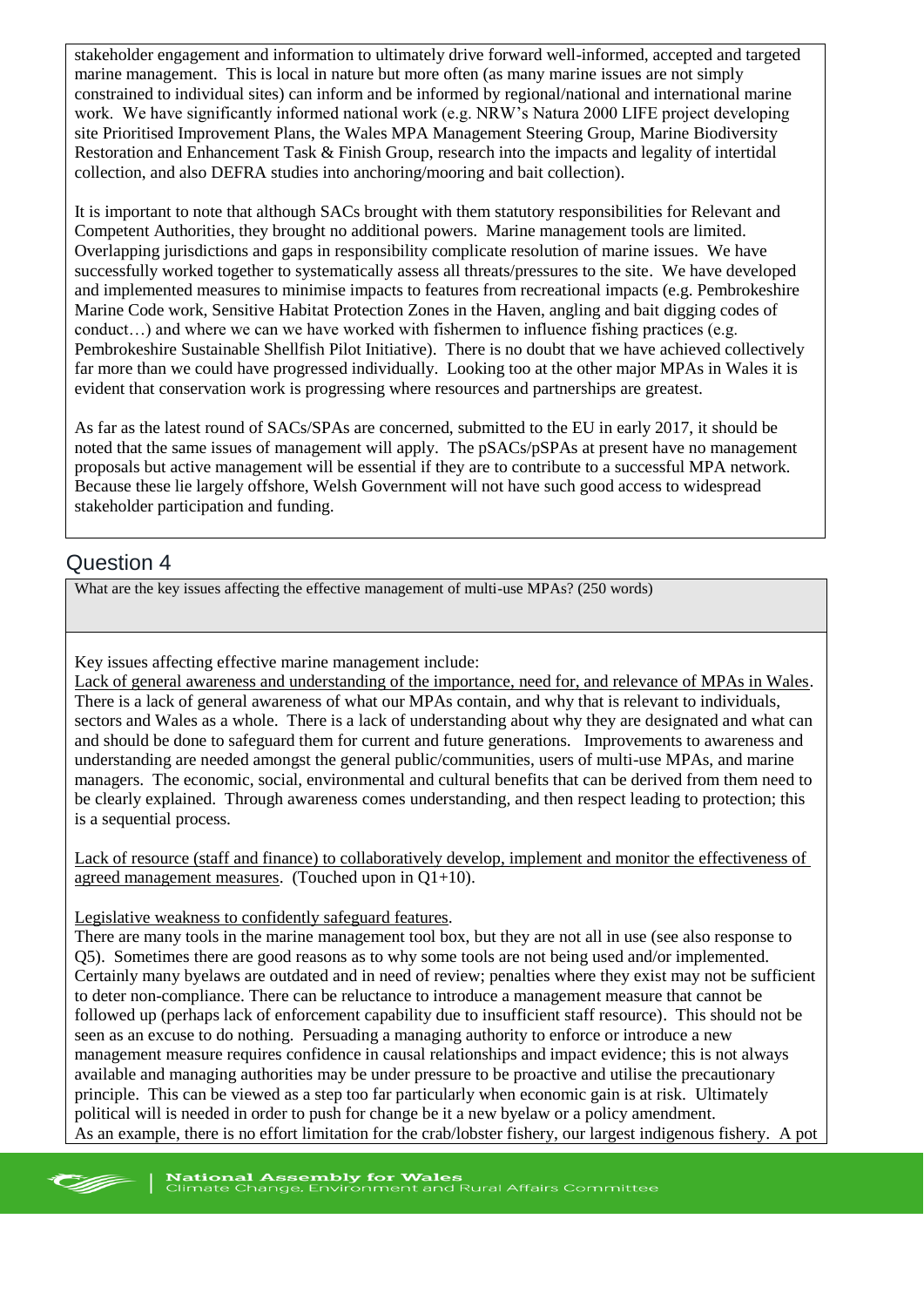stakeholder engagement and information to ultimately drive forward well-informed, accepted and targeted marine management. This is local in nature but more often (as many marine issues are not simply constrained to individual sites) can inform and be informed by regional/national and international marine work. We have significantly informed national work (e.g. NRW's Natura 2000 LIFE project developing site Prioritised Improvement Plans, the Wales MPA Management Steering Group, Marine Biodiversity Restoration and Enhancement Task & Finish Group, research into the impacts and legality of intertidal collection, and also DEFRA studies into anchoring/mooring and bait collection).

It is important to note that although SACs brought with them statutory responsibilities for Relevant and Competent Authorities, they brought no additional powers. Marine management tools are limited. Overlapping jurisdictions and gaps in responsibility complicate resolution of marine issues. We have successfully worked together to systematically assess all threats/pressures to the site. We have developed and implemented measures to minimise impacts to features from recreational impacts (e.g. Pembrokeshire Marine Code work, Sensitive Habitat Protection Zones in the Haven, angling and bait digging codes of conduct…) and where we can we have worked with fishermen to influence fishing practices (e.g. Pembrokeshire Sustainable Shellfish Pilot Initiative). There is no doubt that we have achieved collectively far more than we could have progressed individually. Looking too at the other major MPAs in Wales it is evident that conservation work is progressing where resources and partnerships are greatest.

As far as the latest round of SACs/SPAs are concerned, submitted to the EU in early 2017, it should be noted that the same issues of management will apply. The pSACs/pSPAs at present have no management proposals but active management will be essential if they are to contribute to a successful MPA network. Because these lie largely offshore, Welsh Government will not have such good access to widespread stakeholder participation and funding.

## Question 4

What are the key issues affecting the effective management of multi-use MPAs? (250 words)

Key issues affecting effective marine management include:

Lack of general awareness and understanding of the importance, need for, and relevance of MPAs in Wales. There is a lack of general awareness of what our MPAs contain, and why that is relevant to individuals, sectors and Wales as a whole. There is a lack of understanding about why they are designated and what can and should be done to safeguard them for current and future generations. Improvements to awareness and understanding are needed amongst the general public/communities, users of multi-use MPAs, and marine managers. The economic, social, environmental and cultural benefits that can be derived from them need to be clearly explained. Through awareness comes understanding, and then respect leading to protection; this is a sequential process.

Lack of resource (staff and finance) to collaboratively develop, implement and monitor the effectiveness of agreed management measures. (Touched upon in Q1+10).

Legislative weakness to confidently safeguard features.
There are many tools in the marine management tool box, but they are not all in use (see also response to Q5). Sometimes there are good reasons as to why some tools are not being used and/or implemented. Certainly many byelaws are outdated and in need of review; penalties where they exist may not be sufficient to deter non-compliance. There can be reluctance to introduce a management measure that cannot be followed up (perhaps lack of enforcement capability due to insufficient staff resource). This should not be seen as an excuse to do nothing. Persuading a managing authority to enforce or introduce a new management measure requires confidence in causal relationships and impact evidence; this is not always available and managing authorities may be under pressure to be proactive and utilise the precautionary principle. This can be viewed as a step too far particularly when economic gain is at risk. Ultimately political will is needed in order to push for change be it a new byelaw or a policy amendment.
As an example, there is no effort limitation for the crab/lobster fishery, our largest indigenous fishery. A pot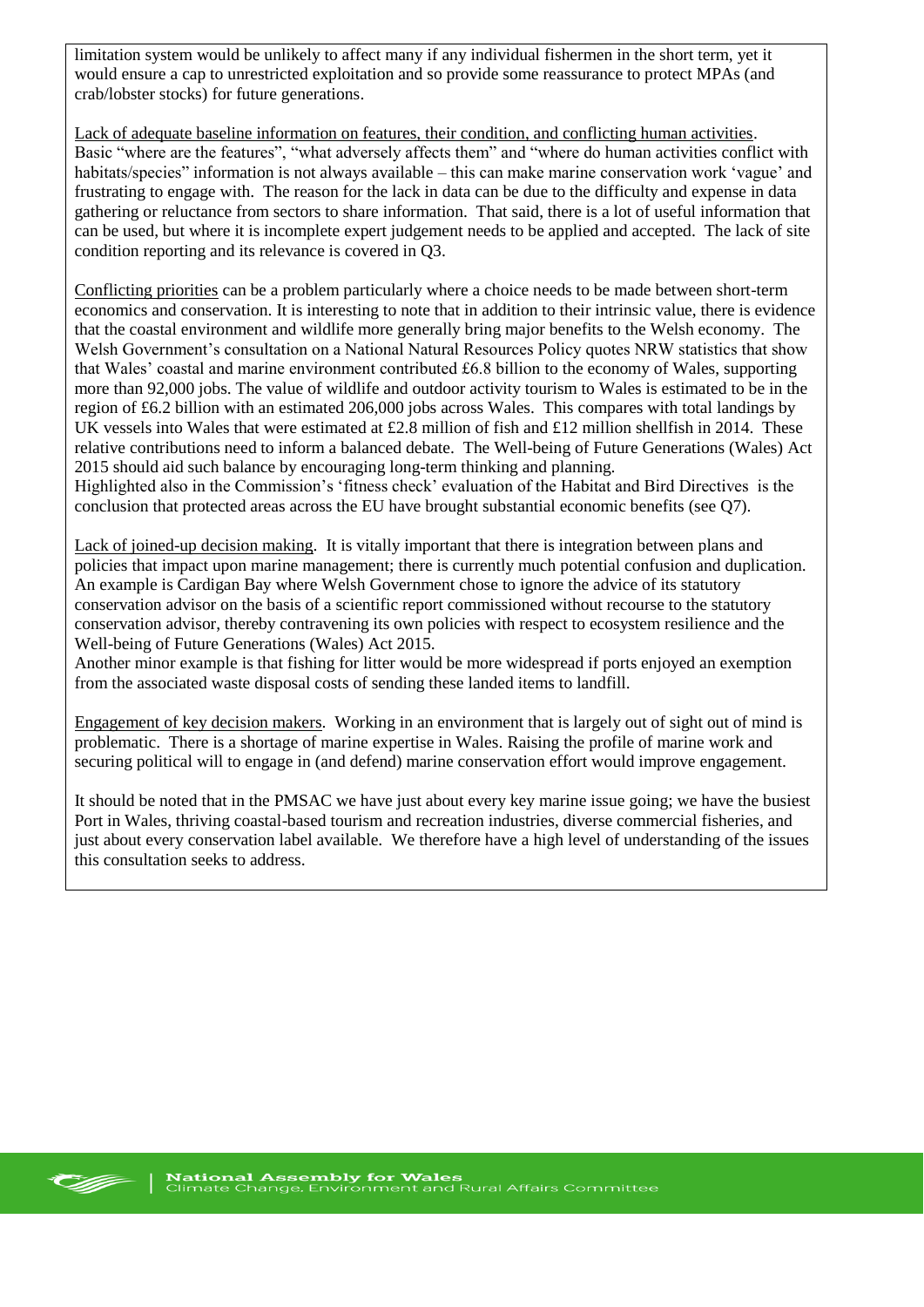limitation system would be unlikely to affect many if any individual fishermen in the short term, yet it would ensure a cap to unrestricted exploitation and so provide some reassurance to protect MPAs (and crab/lobster stocks) for future generations.

<u>Lack of adequate baseline information on features, their condition, and conflicting human activities</u>. Basic "where are the features", "what adversely affects them" and "where do human activities conflict with habitats/species" information is not always available – this can make marine conservation work 'vague' and frustrating to engage with. The reason for the lack in data can be due to the difficulty and expense in data gathering or reluctance from sectors to share information. That said, there is a lot of useful information that can be used, but where it is incomplete expert judgement needs to be applied and accepted. The lack of site condition reporting and its relevance is covered in Q3.

<u>Conflicting priorities</u> can be a problem particularly where a choice needs to be made between short-term economics and conservation. It is interesting to note that in addition to their intrinsic value, there is evidence that the coastal environment and wildlife more generally bring major benefits to the Welsh economy. The Welsh Government's consultation on a National Natural Resources Policy quotes NRW statistics that show that Wales' coastal and marine environment contributed £6.8 billion to the economy of Wales, supporting more than 92,000 jobs. The value of wildlife and outdoor activity tourism to Wales is estimated to be in the region of £6.2 billion with an estimated 206,000 jobs across Wales. This compares with total landings by UK vessels into Wales that were estimated at £2.8 million of fish and £12 million shellfish in 2014. These relative contributions need to inform a balanced debate. The Well-being of Future Generations (Wales) Act 2015 should aid such balance by encouraging long-term thinking and planning.
Highlighted also in the Commission's 'fitness check' evaluation of the Habitat and Bird Directives is the conclusion that protected areas across the EU have brought substantial economic benefits (see Q7).

<u>Lack of joined-up decision making</u>. It is vitally important that there is integration between plans and policies that impact upon marine management; there is currently much potential confusion and duplication. An example is Cardigan Bay where Welsh Government chose to ignore the advice of its statutory conservation advisor on the basis of a scientific report commissioned without recourse to the statutory conservation advisor, thereby contravening its own policies with respect to ecosystem resilience and the Well-being of Future Generations (Wales) Act 2015.
Another minor example is that fishing for litter would be more widespread if ports enjoyed an exemption from the associated waste disposal costs of sending these landed items to landfill.

<u>Engagement of key decision makers</u>. Working in an environment that is largely out of sight out of mind is problematic. There is a shortage of marine expertise in Wales. Raising the profile of marine work and securing political will to engage in (and defend) marine conservation effort would improve engagement.

It should be noted that in the PMSAC we have just about every key marine issue going; we have the busiest Port in Wales, thriving coastal-based tourism and recreation industries, diverse commercial fisheries, and just about every conservation label available. We therefore have a high level of understanding of the issues this consultation seeks to address.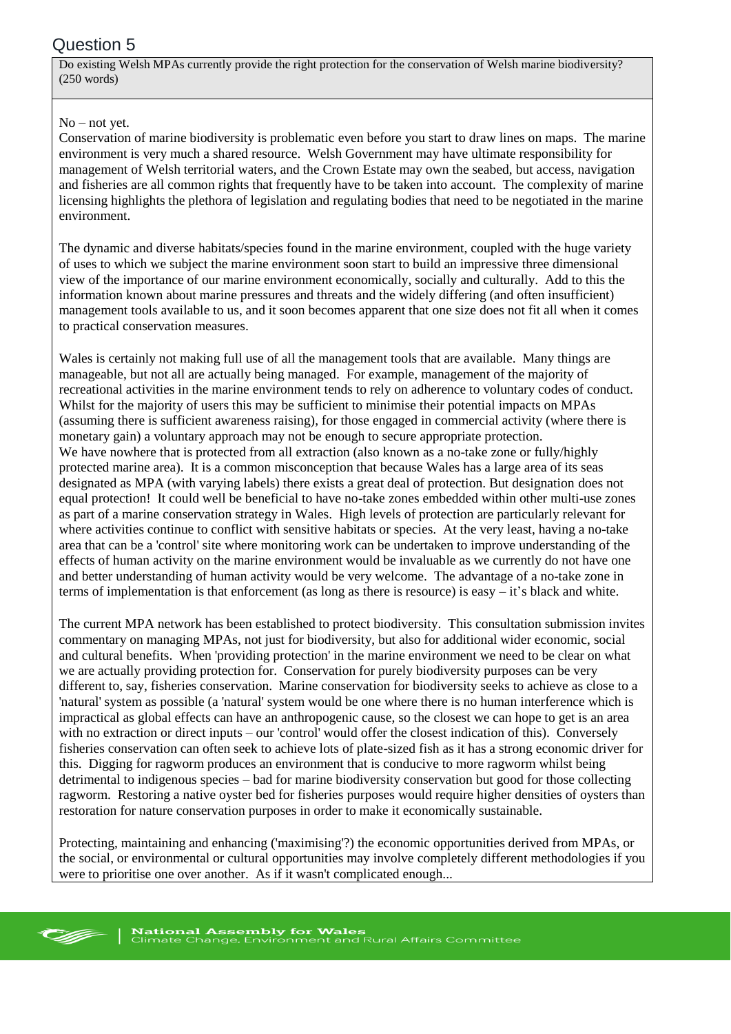# Question 5

Do existing Welsh MPAs currently provide the right protection for the conservation of Welsh marine biodiversity? (250 words)

No – not yet.

Conservation of marine biodiversity is problematic even before you start to draw lines on maps. The marine environment is very much a shared resource. Welsh Government may have ultimate responsibility for management of Welsh territorial waters, and the Crown Estate may own the seabed, but access, navigation and fisheries are all common rights that frequently have to be taken into account. The complexity of marine licensing highlights the plethora of legislation and regulating bodies that need to be negotiated in the marine environment.

The dynamic and diverse habitats/species found in the marine environment, coupled with the huge variety of uses to which we subject the marine environment soon start to build an impressive three dimensional view of the importance of our marine environment economically, socially and culturally. Add to this the information known about marine pressures and threats and the widely differing (and often insufficient) management tools available to us, and it soon becomes apparent that one size does not fit all when it comes to practical conservation measures.

Wales is certainly not making full use of all the management tools that are available. Many things are manageable, but not all are actually being managed. For example, management of the majority of recreational activities in the marine environment tends to rely on adherence to voluntary codes of conduct. Whilst for the majority of users this may be sufficient to minimise their potential impacts on MPAs (assuming there is sufficient awareness raising), for those engaged in commercial activity (where there is monetary gain) a voluntary approach may not be enough to secure appropriate protection.

We have nowhere that is protected from all extraction (also known as a no-take zone or fully/highly protected marine area). It is a common misconception that because Wales has a large area of its seas designated as MPA (with varying labels) there exists a great deal of protection. But designation does not equal protection! It could well be beneficial to have no-take zones embedded within other multi-use zones as part of a marine conservation strategy in Wales. High levels of protection are particularly relevant for where activities continue to conflict with sensitive habitats or species. At the very least, having a no-take area that can be a 'control' site where monitoring work can be undertaken to improve understanding of the effects of human activity on the marine environment would be invaluable as we currently do not have one and better understanding of human activity would be very welcome. The advantage of a no-take zone in terms of implementation is that enforcement (as long as there is resource) is easy – it's black and white.

The current MPA network has been established to protect biodiversity. This consultation submission invites commentary on managing MPAs, not just for biodiversity, but also for additional wider economic, social and cultural benefits. When 'providing protection' in the marine environment we need to be clear on what we are actually providing protection for. Conservation for purely biodiversity purposes can be very different to, say, fisheries conservation. Marine conservation for biodiversity seeks to achieve as close to a 'natural' system as possible (a 'natural' system would be one where there is no human interference which is impractical as global effects can have an anthropogenic cause, so the closest we can hope to get is an area with no extraction or direct inputs – our 'control' would offer the closest indication of this). Conversely fisheries conservation can often seek to achieve lots of plate-sized fish as it has a strong economic driver for this. Digging for ragworm produces an environment that is conducive to more ragworm whilst being detrimental to indigenous species – bad for marine biodiversity conservation but good for those collecting ragworm. Restoring a native oyster bed for fisheries purposes would require higher densities of oysters than restoration for nature conservation purposes in order to make it economically sustainable.

Protecting, maintaining and enhancing ('maximising'?) the economic opportunities derived from MPAs, or the social, or environmental or cultural opportunities may involve completely different methodologies if you were to prioritise one over another. As if it wasn't complicated enough...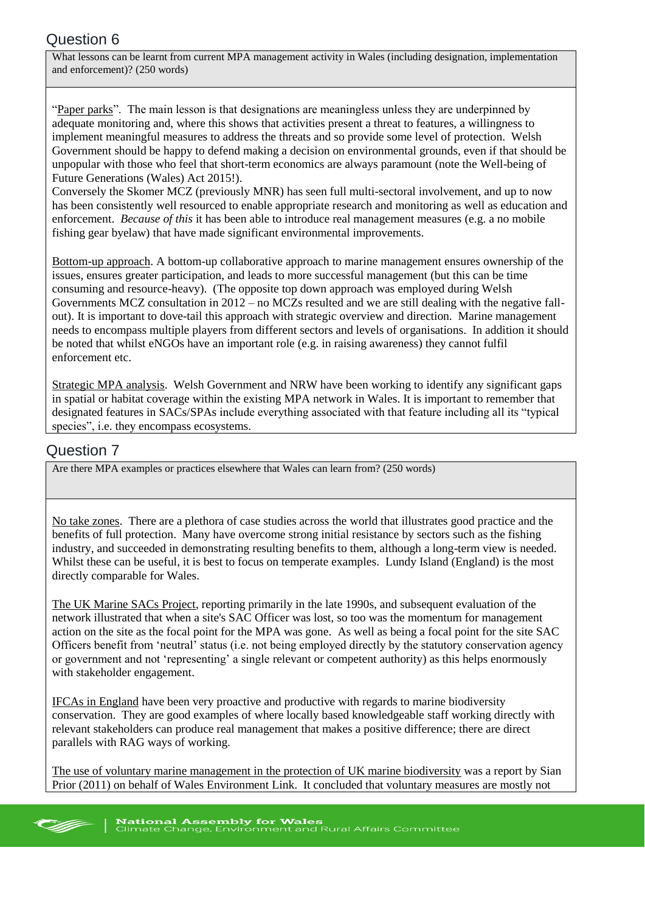## Question 6

What lessons can be learnt from current MPA management activity in Wales (including designation, implementation and enforcement)? (250 words)

"Paper parks". The main lesson is that designations are meaningless unless they are underpinned by adequate monitoring and, where this shows that activities present a threat to features, a willingness to implement meaningful measures to address the threats and so provide some level of protection. Welsh Government should be happy to defend making a decision on environmental grounds, even if that should be unpopular with those who feel that short-term economics are always paramount (note the Well-being of Future Generations (Wales) Act 2015!).
Conversely the Skomer MCZ (previously MNR) has seen full multi-sectoral involvement, and up to now has been consistently well resourced to enable appropriate research and monitoring as well as education and enforcement. *Because of this* it has been able to introduce real management measures (e.g. a no mobile fishing gear byelaw) that have made significant environmental improvements.

Bottom-up approach. A bottom-up collaborative approach to marine management ensures ownership of the issues, ensures greater participation, and leads to more successful management (but this can be time consuming and resource-heavy). (The opposite top down approach was employed during Welsh Governments MCZ consultation in 2012 – no MCZs resulted and we are still dealing with the negative fall-out). It is important to dove-tail this approach with strategic overview and direction. Marine management needs to encompass multiple players from different sectors and levels of organisations. In addition it should be noted that whilst eNGOs have an important role (e.g. in raising awareness) they cannot fulfil enforcement etc.

Strategic MPA analysis. Welsh Government and NRW have been working to identify any significant gaps in spatial or habitat coverage within the existing MPA network in Wales. It is important to remember that designated features in SACs/SPAs include everything associated with that feature including all its "typical species", i.e. they encompass ecosystems.

## Question 7

Are there MPA examples or practices elsewhere that Wales can learn from? (250 words)

No take zones. There are a plethora of case studies across the world that illustrates good practice and the benefits of full protection. Many have overcome strong initial resistance by sectors such as the fishing industry, and succeeded in demonstrating resulting benefits to them, although a long-term view is needed. Whilst these can be useful, it is best to focus on temperate examples. Lundy Island (England) is the most directly comparable for Wales.

The UK Marine SACs Project, reporting primarily in the late 1990s, and subsequent evaluation of the network illustrated that when a site's SAC Officer was lost, so too was the momentum for management action on the site as the focal point for the MPA was gone. As well as being a focal point for the site SAC Officers benefit from 'neutral' status (i.e. not being employed directly by the statutory conservation agency or government and not 'representing' a single relevant or competent authority) as this helps enormously with stakeholder engagement.

IFCAs in England have been very proactive and productive with regards to marine biodiversity conservation. They are good examples of where locally based knowledgeable staff working directly with relevant stakeholders can produce real management that makes a positive difference; there are direct parallels with RAG ways of working.

The use of voluntary marine management in the protection of UK marine biodiversity was a report by Sian Prior (2011) on behalf of Wales Environment Link. It concluded that voluntary measures are mostly not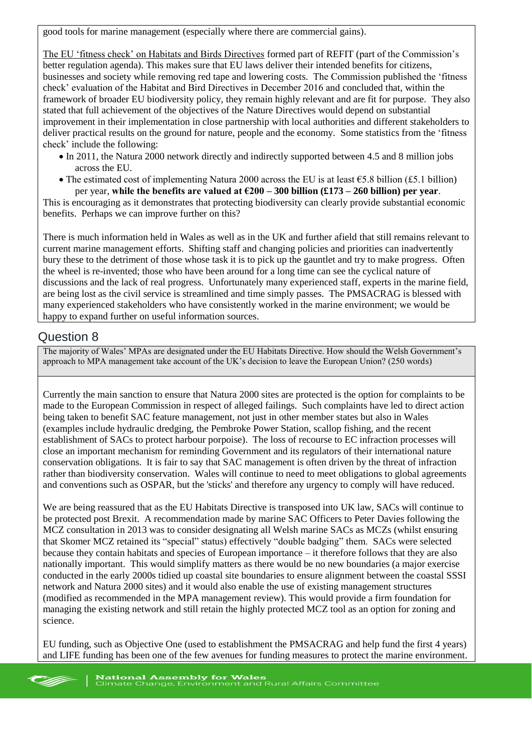good tools for marine management (especially where there are commercial gains).

The EU 'fitness check' on Habitats and Birds Directives formed part of REFIT (part of the Commission's better regulation agenda). This makes sure that EU laws deliver their intended benefits for citizens, businesses and society while removing red tape and lowering costs. The Commission published the 'fitness check' evaluation of the Habitat and Bird Directives in December 2016 and concluded that, within the framework of broader EU biodiversity policy, they remain highly relevant and are fit for purpose. They also stated that full achievement of the objectives of the Nature Directives would depend on substantial improvement in their implementation in close partnership with local authorities and different stakeholders to deliver practical results on the ground for nature, people and the economy. Some statistics from the 'fitness check' include the following:

- In 2011, the Natura 2000 network directly and indirectly supported between 4.5 and 8 million jobs across the EU.
- The estimated cost of implementing Natura 2000 across the EU is at least €5.8 billion (£5.1 billion) per year, **while the benefits are valued at €200 – 300 billion (£173 – 260 billion) per year**.

This is encouraging as it demonstrates that protecting biodiversity can clearly provide substantial economic benefits. Perhaps we can improve further on this?

There is much information held in Wales as well as in the UK and further afield that still remains relevant to current marine management efforts. Shifting staff and changing policies and priorities can inadvertently bury these to the detriment of those whose task it is to pick up the gauntlet and try to make progress. Often the wheel is re-invented; those who have been around for a long time can see the cyclical nature of discussions and the lack of real progress. Unfortunately many experienced staff, experts in the marine field, are being lost as the civil service is streamlined and time simply passes. The PMSACRAG is blessed with many experienced stakeholders who have consistently worked in the marine environment; we would be happy to expand further on useful information sources.

## Question 8

The majority of Wales' MPAs are designated under the EU Habitats Directive. How should the Welsh Government's approach to MPA management take account of the UK's decision to leave the European Union? (250 words)

Currently the main sanction to ensure that Natura 2000 sites are protected is the option for complaints to be made to the European Commission in respect of alleged failings. Such complaints have led to direct action being taken to benefit SAC feature management, not just in other member states but also in Wales (examples include hydraulic dredging, the Pembroke Power Station, scallop fishing, and the recent establishment of SACs to protect harbour porpoise). The loss of recourse to EC infraction processes will close an important mechanism for reminding Government and its regulators of their international nature conservation obligations. It is fair to say that SAC management is often driven by the threat of infraction rather than biodiversity conservation. Wales will continue to need to meet obligations to global agreements and conventions such as OSPAR, but the 'sticks' and therefore any urgency to comply will have reduced.

We are being reassured that as the EU Habitats Directive is transposed into UK law, SACs will continue to be protected post Brexit. A recommendation made by marine SAC Officers to Peter Davies following the MCZ consultation in 2013 was to consider designating all Welsh marine SACs as MCZs (whilst ensuring that Skomer MCZ retained its "special" status) effectively "double badging" them. SACs were selected because they contain habitats and species of European importance – it therefore follows that they are also nationally important. This would simplify matters as there would be no new boundaries (a major exercise conducted in the early 2000s tidied up coastal site boundaries to ensure alignment between the coastal SSSI network and Natura 2000 sites) and it would also enable the use of existing management structures (modified as recommended in the MPA management review). This would provide a firm foundation for managing the existing network and still retain the highly protected MCZ tool as an option for zoning and science.

EU funding, such as Objective One (used to establishment the PMSACRAG and help fund the first 4 years) and LIFE funding has been one of the few avenues for funding measures to protect the marine environment.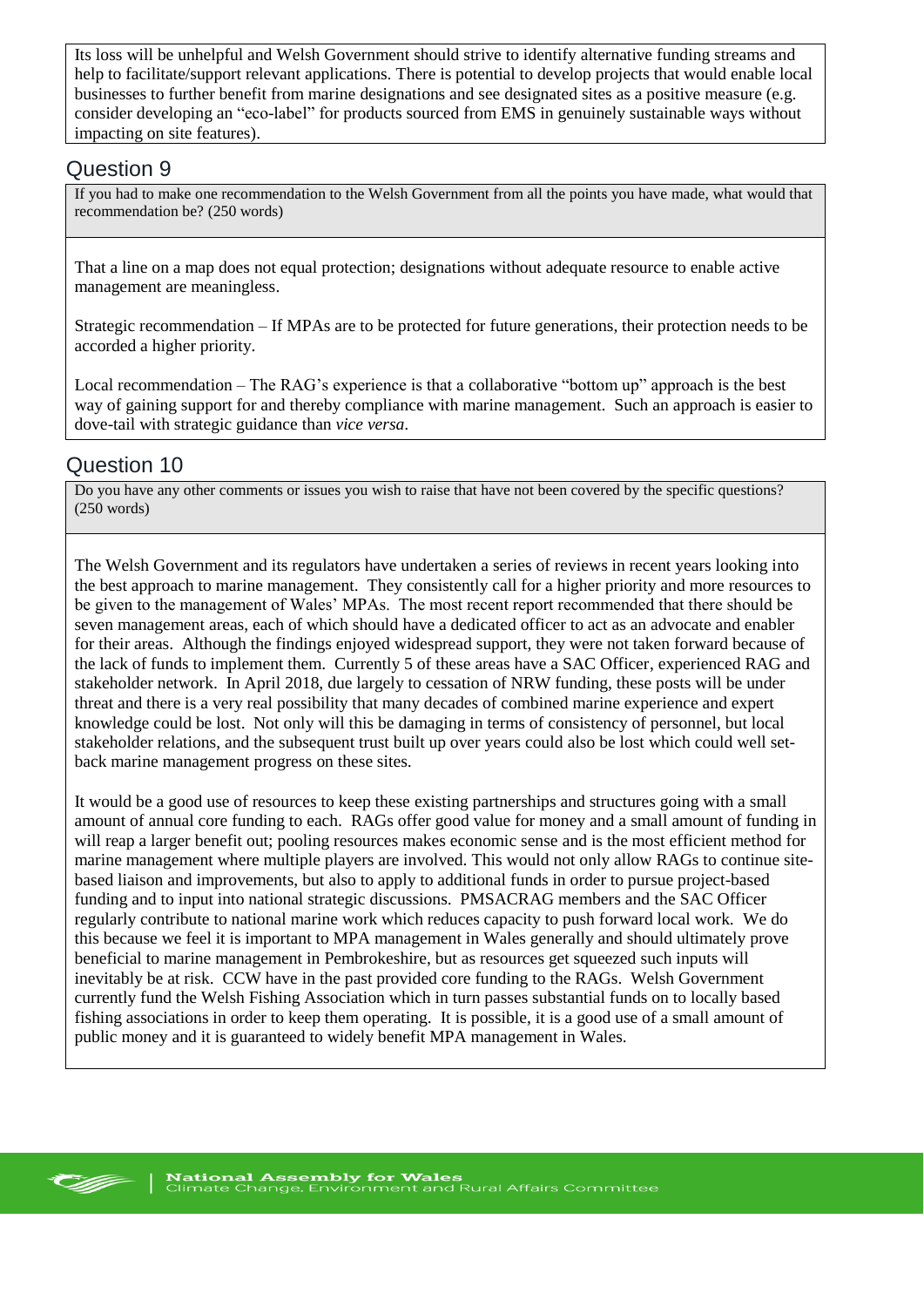Its loss will be unhelpful and Welsh Government should strive to identify alternative funding streams and help to facilitate/support relevant applications. There is potential to develop projects that would enable local businesses to further benefit from marine designations and see designated sites as a positive measure (e.g. consider developing an "eco-label" for products sourced from EMS in genuinely sustainable ways without impacting on site features).

## Question 9

If you had to make one recommendation to the Welsh Government from all the points you have made, what would that recommendation be? (250 words)

That a line on a map does not equal protection; designations without adequate resource to enable active management are meaningless.

Strategic recommendation – If MPAs are to be protected for future generations, their protection needs to be accorded a higher priority.

Local recommendation – The RAG's experience is that a collaborative "bottom up" approach is the best way of gaining support for and thereby compliance with marine management. Such an approach is easier to dove-tail with strategic guidance than *vice versa*.

## Question 10

Do you have any other comments or issues you wish to raise that have not been covered by the specific questions? (250 words)

The Welsh Government and its regulators have undertaken a series of reviews in recent years looking into the best approach to marine management. They consistently call for a higher priority and more resources to be given to the management of Wales' MPAs. The most recent report recommended that there should be seven management areas, each of which should have a dedicated officer to act as an advocate and enabler for their areas. Although the findings enjoyed widespread support, they were not taken forward because of the lack of funds to implement them. Currently 5 of these areas have a SAC Officer, experienced RAG and stakeholder network. In April 2018, due largely to cessation of NRW funding, these posts will be under threat and there is a very real possibility that many decades of combined marine experience and expert knowledge could be lost. Not only will this be damaging in terms of consistency of personnel, but local stakeholder relations, and the subsequent trust built up over years could also be lost which could well set-back marine management progress on these sites.

It would be a good use of resources to keep these existing partnerships and structures going with a small amount of annual core funding to each. RAGs offer good value for money and a small amount of funding in will reap a larger benefit out; pooling resources makes economic sense and is the most efficient method for marine management where multiple players are involved. This would not only allow RAGs to continue site-based liaison and improvements, but also to apply to additional funds in order to pursue project-based funding and to input into national strategic discussions. PMSACRAG members and the SAC Officer regularly contribute to national marine work which reduces capacity to push forward local work. We do this because we feel it is important to MPA management in Wales generally and should ultimately prove beneficial to marine management in Pembrokeshire, but as resources get squeezed such inputs will inevitably be at risk. CCW have in the past provided core funding to the RAGs. Welsh Government currently fund the Welsh Fishing Association which in turn passes substantial funds on to locally based fishing associations in order to keep them operating. It is possible, it is a good use of a small amount of public money and it is guaranteed to widely benefit MPA management in Wales.